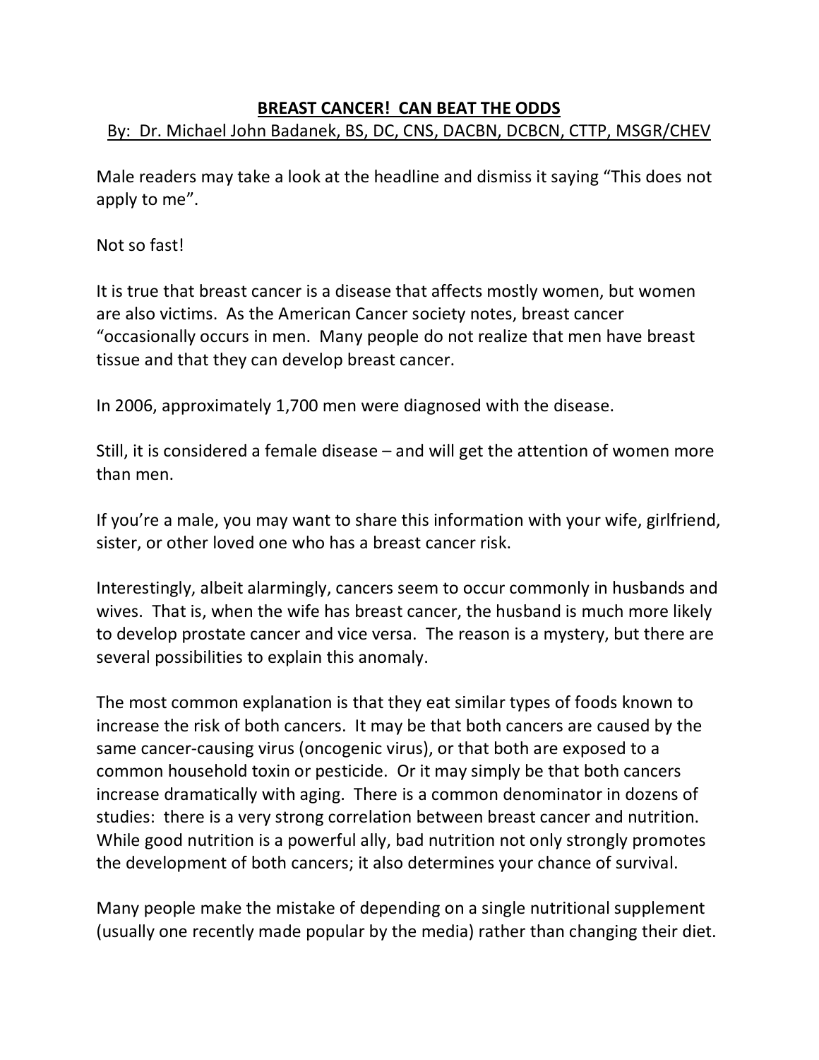# BREAST CANCER! CAN BEAT THE ODDS

By: Dr. Michael John Badanek, BS, DC, CNS, DACBN, DCBCN, CTTP, MSGR/CHEV

Male readers may take a look at the headline and dismiss it saying "This does not apply to me".

Not so fast!

It is true that breast cancer is a disease that affects mostly women, but women are also victims. As the American Cancer society notes, breast cancer "occasionally occurs in men. Many people do not realize that men have breast tissue and that they can develop breast cancer.

In 2006, approximately 1,700 men were diagnosed with the disease.

Still, it is considered a female disease – and will get the attention of women more than men.

If you're a male, you may want to share this information with your wife, girlfriend, sister, or other loved one who has a breast cancer risk.

Interestingly, albeit alarmingly, cancers seem to occur commonly in husbands and wives. That is, when the wife has breast cancer, the husband is much more likely to develop prostate cancer and vice versa. The reason is a mystery, but there are several possibilities to explain this anomaly.

The most common explanation is that they eat similar types of foods known to increase the risk of both cancers. It may be that both cancers are caused by the same cancer-causing virus (oncogenic virus), or that both are exposed to a common household toxin or pesticide. Or it may simply be that both cancers increase dramatically with aging. There is a common denominator in dozens of studies: there is a very strong correlation between breast cancer and nutrition. While good nutrition is a powerful ally, bad nutrition not only strongly promotes the development of both cancers; it also determines your chance of survival.

Many people make the mistake of depending on a single nutritional supplement (usually one recently made popular by the media) rather than changing their diet.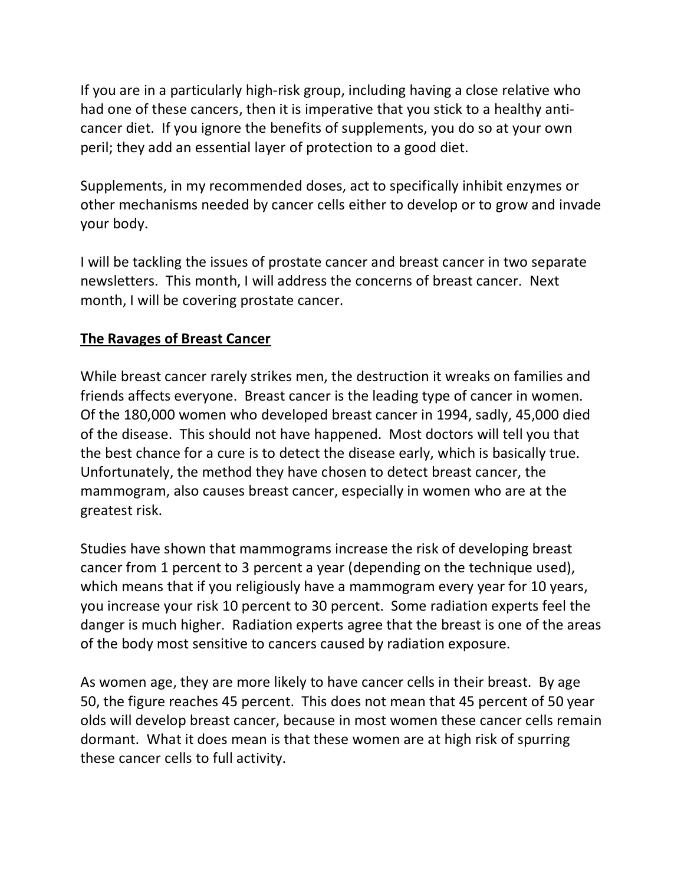If you are in a particularly high-risk group, including having a close relative who had one of these cancers, then it is imperative that you stick to a healthy anti-cancer diet. If you ignore the benefits of supplements, you do so at your own peril; they add an essential layer of protection to a good diet.

Supplements, in my recommended doses, act to specifically inhibit enzymes or other mechanisms needed by cancer cells either to develop or to grow and invade your body.

I will be tackling the issues of prostate cancer and breast cancer in two separate newsletters. This month, I will address the concerns of breast cancer. Next month, I will be covering prostate cancer.

## The Ravages of Breast Cancer

While breast cancer rarely strikes men, the destruction it wreaks on families and friends affects everyone. Breast cancer is the leading type of cancer in women. Of the 180,000 women who developed breast cancer in 1994, sadly, 45,000 died of the disease. This should not have happened. Most doctors will tell you that the best chance for a cure is to detect the disease early, which is basically true. Unfortunately, the method they have chosen to detect breast cancer, the mammogram, also causes breast cancer, especially in women who are at the greatest risk.

Studies have shown that mammograms increase the risk of developing breast cancer from 1 percent to 3 percent a year (depending on the technique used), which means that if you religiously have a mammogram every year for 10 years, you increase your risk 10 percent to 30 percent. Some radiation experts feel the danger is much higher. Radiation experts agree that the breast is one of the areas of the body most sensitive to cancers caused by radiation exposure.

As women age, they are more likely to have cancer cells in their breast. By age 50, the figure reaches 45 percent. This does not mean that 45 percent of 50 year olds will develop breast cancer, because in most women these cancer cells remain dormant. What it does mean is that these women are at high risk of spurring these cancer cells to full activity.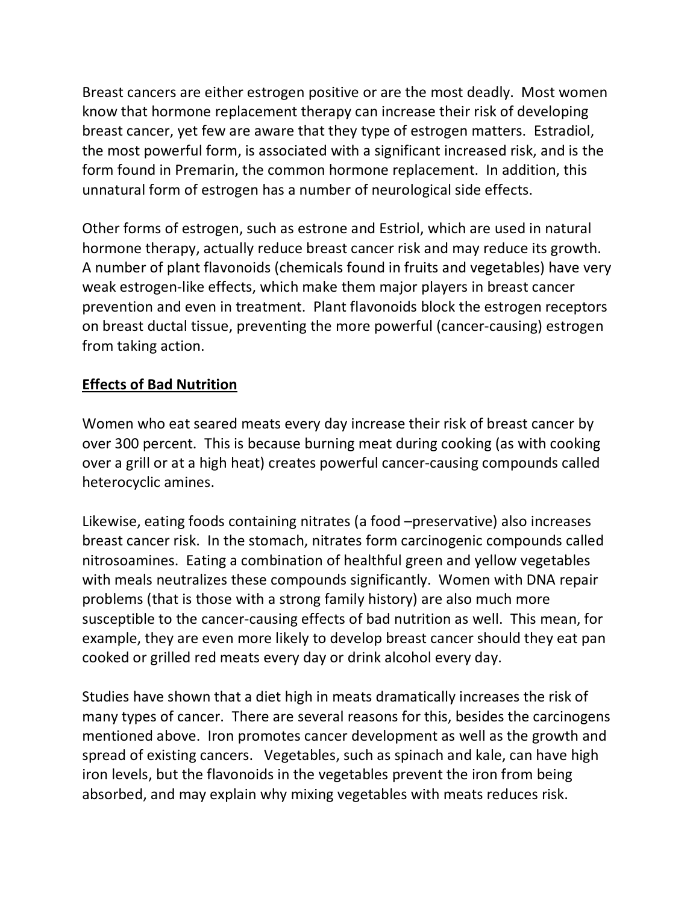Breast cancers are either estrogen positive or are the most deadly. Most women know that hormone replacement therapy can increase their risk of developing breast cancer, yet few are aware that they type of estrogen matters. Estradiol, the most powerful form, is associated with a significant increased risk, and is the form found in Premarin, the common hormone replacement. In addition, this unnatural form of estrogen has a number of neurological side effects.

Other forms of estrogen, such as estrone and Estriol, which are used in natural hormone therapy, actually reduce breast cancer risk and may reduce its growth. A number of plant flavonoids (chemicals found in fruits and vegetables) have very weak estrogen-like effects, which make them major players in breast cancer prevention and even in treatment. Plant flavonoids block the estrogen receptors on breast ductal tissue, preventing the more powerful (cancer-causing) estrogen from taking action.

## Effects of Bad Nutrition

Women who eat seared meats every day increase their risk of breast cancer by over 300 percent. This is because burning meat during cooking (as with cooking over a grill or at a high heat) creates powerful cancer-causing compounds called heterocyclic amines.

Likewise, eating foods containing nitrates (a food –preservative) also increases breast cancer risk. In the stomach, nitrates form carcinogenic compounds called nitrosoamines. Eating a combination of healthful green and yellow vegetables with meals neutralizes these compounds significantly. Women with DNA repair problems (that is those with a strong family history) are also much more susceptible to the cancer-causing effects of bad nutrition as well. This mean, for example, they are even more likely to develop breast cancer should they eat pan cooked or grilled red meats every day or drink alcohol every day.

Studies have shown that a diet high in meats dramatically increases the risk of many types of cancer. There are several reasons for this, besides the carcinogens mentioned above. Iron promotes cancer development as well as the growth and spread of existing cancers. Vegetables, such as spinach and kale, can have high iron levels, but the flavonoids in the vegetables prevent the iron from being absorbed, and may explain why mixing vegetables with meats reduces risk.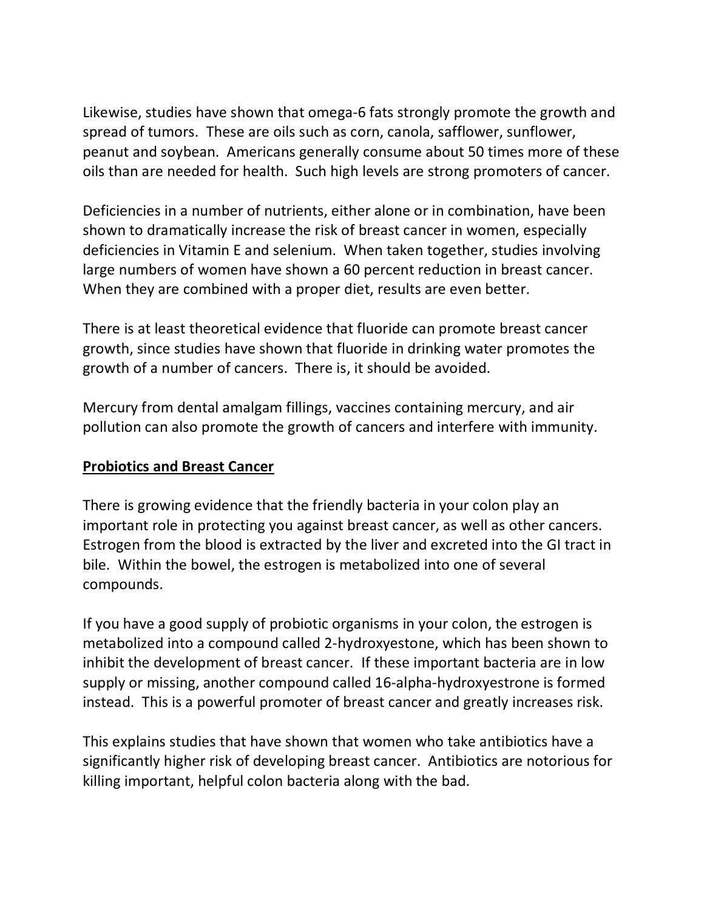Likewise, studies have shown that omega-6 fats strongly promote the growth and spread of tumors. These are oils such as corn, canola, safflower, sunflower, peanut and soybean. Americans generally consume about 50 times more of these oils than are needed for health. Such high levels are strong promoters of cancer.

Deficiencies in a number of nutrients, either alone or in combination, have been shown to dramatically increase the risk of breast cancer in women, especially deficiencies in Vitamin E and selenium. When taken together, studies involving large numbers of women have shown a 60 percent reduction in breast cancer. When they are combined with a proper diet, results are even better.

There is at least theoretical evidence that fluoride can promote breast cancer growth, since studies have shown that fluoride in drinking water promotes the growth of a number of cancers. There is, it should be avoided.

Mercury from dental amalgam fillings, vaccines containing mercury, and air pollution can also promote the growth of cancers and interfere with immunity.

**Probiotics and Breast Cancer**

There is growing evidence that the friendly bacteria in your colon play an important role in protecting you against breast cancer, as well as other cancers. Estrogen from the blood is extracted by the liver and excreted into the GI tract in bile. Within the bowel, the estrogen is metabolized into one of several compounds.

If you have a good supply of probiotic organisms in your colon, the estrogen is metabolized into a compound called 2-hydroxyestone, which has been shown to inhibit the development of breast cancer. If these important bacteria are in low supply or missing, another compound called 16-alpha-hydroxyestrone is formed instead. This is a powerful promoter of breast cancer and greatly increases risk.

This explains studies that have shown that women who take antibiotics have a significantly higher risk of developing breast cancer. Antibiotics are notorious for killing important, helpful colon bacteria along with the bad.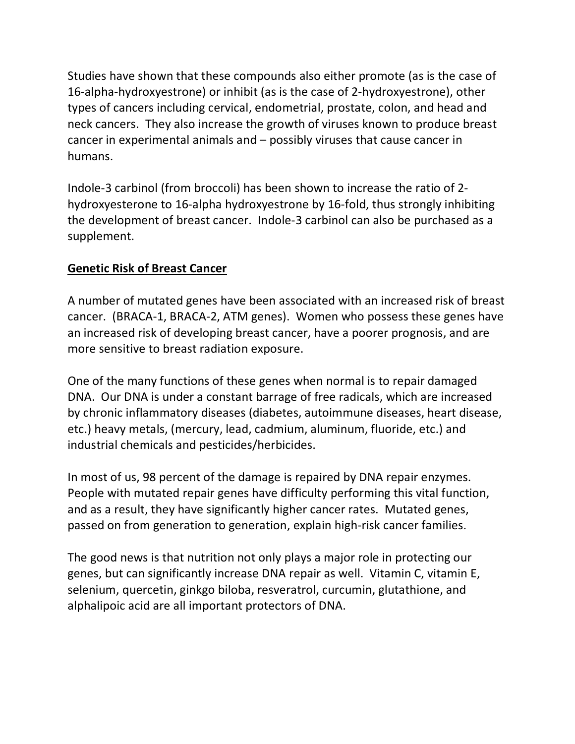Studies have shown that these compounds also either promote (as is the case of 16-alpha-hydroxyestrone) or inhibit (as is the case of 2-hydroxyestrone), other types of cancers including cervical, endometrial, prostate, colon, and head and neck cancers. They also increase the growth of viruses known to produce breast cancer in experimental animals and – possibly viruses that cause cancer in humans.

Indole-3 carbinol (from broccoli) has been shown to increase the ratio of 2-hydroxyesterone to 16-alpha hydroxyestrone by 16-fold, thus strongly inhibiting the development of breast cancer. Indole-3 carbinol can also be purchased as a supplement.

**Genetic Risk of Breast Cancer**

A number of mutated genes have been associated with an increased risk of breast cancer. (BRACA-1, BRACA-2, ATM genes). Women who possess these genes have an increased risk of developing breast cancer, have a poorer prognosis, and are more sensitive to breast radiation exposure.

One of the many functions of these genes when normal is to repair damaged DNA. Our DNA is under a constant barrage of free radicals, which are increased by chronic inflammatory diseases (diabetes, autoimmune diseases, heart disease, etc.) heavy metals, (mercury, lead, cadmium, aluminum, fluoride, etc.) and industrial chemicals and pesticides/herbicides.

In most of us, 98 percent of the damage is repaired by DNA repair enzymes. People with mutated repair genes have difficulty performing this vital function, and as a result, they have significantly higher cancer rates. Mutated genes, passed on from generation to generation, explain high-risk cancer families.

The good news is that nutrition not only plays a major role in protecting our genes, but can significantly increase DNA repair as well. Vitamin C, vitamin E, selenium, quercetin, ginkgo biloba, resveratrol, curcumin, glutathione, and alphalipoic acid are all important protectors of DNA.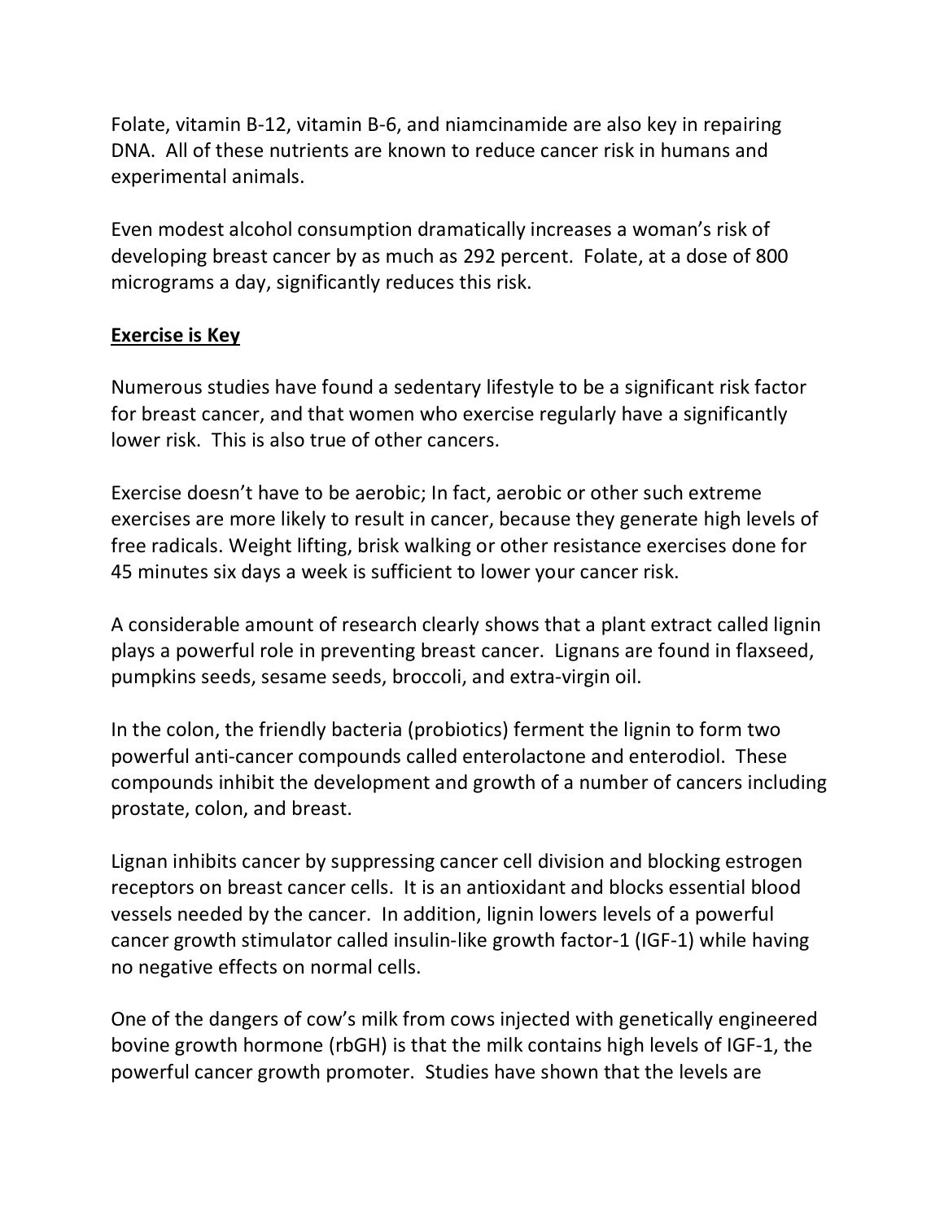Folate, vitamin B-12, vitamin B-6, and niamcinamide are also key in repairing DNA. All of these nutrients are known to reduce cancer risk in humans and experimental animals.

Even modest alcohol consumption dramatically increases a woman's risk of developing breast cancer by as much as 292 percent. Folate, at a dose of 800 micrograms a day, significantly reduces this risk.

## Exercise is Key

Numerous studies have found a sedentary lifestyle to be a significant risk factor for breast cancer, and that women who exercise regularly have a significantly lower risk. This is also true of other cancers.

Exercise doesn't have to be aerobic; In fact, aerobic or other such extreme exercises are more likely to result in cancer, because they generate high levels of free radicals. Weight lifting, brisk walking or other resistance exercises done for 45 minutes six days a week is sufficient to lower your cancer risk.

A considerable amount of research clearly shows that a plant extract called lignin plays a powerful role in preventing breast cancer. Lignans are found in flaxseed, pumpkins seeds, sesame seeds, broccoli, and extra-virgin oil.

In the colon, the friendly bacteria (probiotics) ferment the lignin to form two powerful anti-cancer compounds called enterolactone and enterodiol. These compounds inhibit the development and growth of a number of cancers including prostate, colon, and breast.

Lignan inhibits cancer by suppressing cancer cell division and blocking estrogen receptors on breast cancer cells. It is an antioxidant and blocks essential blood vessels needed by the cancer. In addition, lignin lowers levels of a powerful cancer growth stimulator called insulin-like growth factor-1 (IGF-1) while having no negative effects on normal cells.

One of the dangers of cow's milk from cows injected with genetically engineered bovine growth hormone (rbGH) is that the milk contains high levels of IGF-1, the powerful cancer growth promoter. Studies have shown that the levels are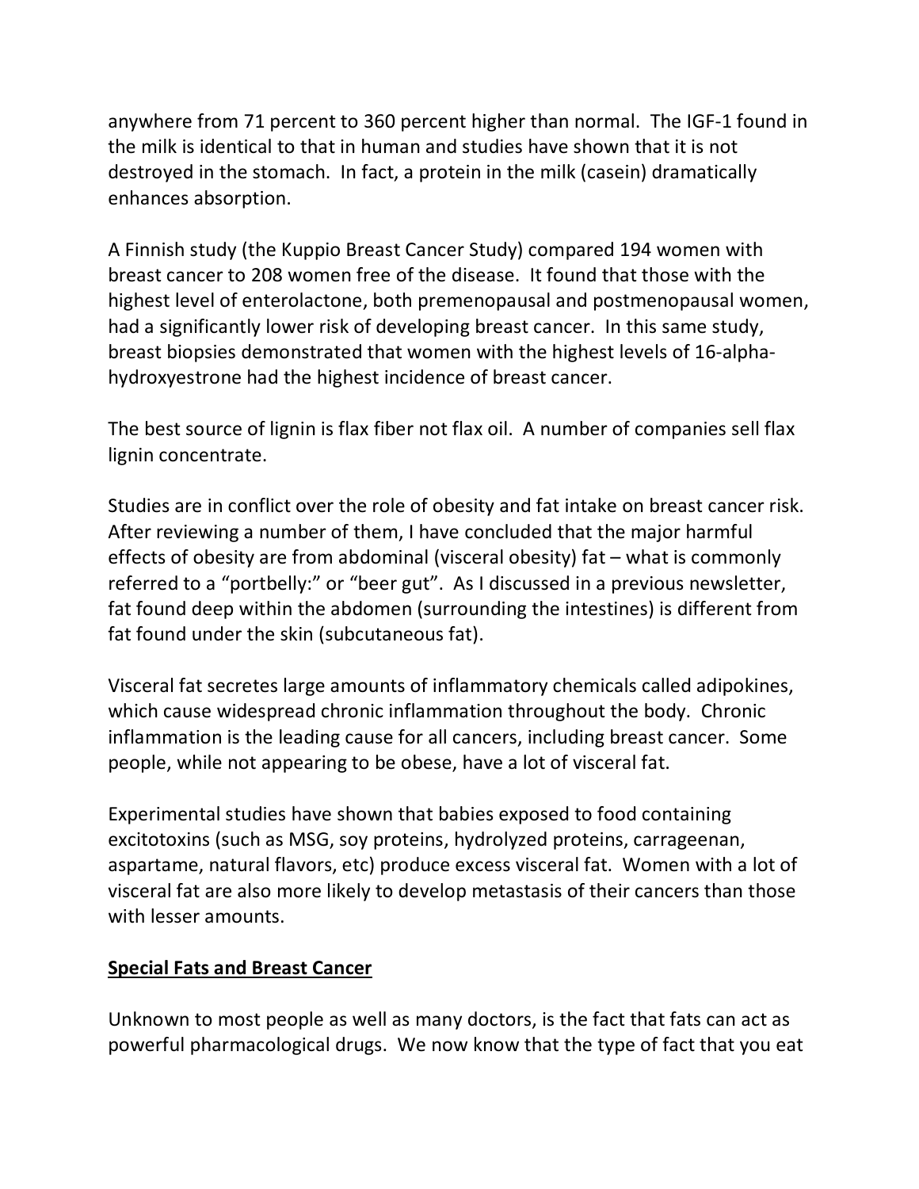anywhere from 71 percent to 360 percent higher than normal. The IGF-1 found in the milk is identical to that in human and studies have shown that it is not destroyed in the stomach. In fact, a protein in the milk (casein) dramatically enhances absorption.

A Finnish study (the Kuppio Breast Cancer Study) compared 194 women with breast cancer to 208 women free of the disease. It found that those with the highest level of enterolactone, both premenopausal and postmenopausal women, had a significantly lower risk of developing breast cancer. In this same study, breast biopsies demonstrated that women with the highest levels of 16-alpha-hydroxyestrone had the highest incidence of breast cancer.

The best source of lignin is flax fiber not flax oil. A number of companies sell flax lignin concentrate.

Studies are in conflict over the role of obesity and fat intake on breast cancer risk. After reviewing a number of them, I have concluded that the major harmful effects of obesity are from abdominal (visceral obesity) fat – what is commonly referred to a "portbelly:" or "beer gut". As I discussed in a previous newsletter, fat found deep within the abdomen (surrounding the intestines) is different from fat found under the skin (subcutaneous fat).

Visceral fat secretes large amounts of inflammatory chemicals called adipokines, which cause widespread chronic inflammation throughout the body. Chronic inflammation is the leading cause for all cancers, including breast cancer. Some people, while not appearing to be obese, have a lot of visceral fat.

Experimental studies have shown that babies exposed to food containing excitotoxins (such as MSG, soy proteins, hydrolyzed proteins, carrageenan, aspartame, natural flavors, etc) produce excess visceral fat. Women with a lot of visceral fat are also more likely to develop metastasis of their cancers than those with lesser amounts.

## Special Fats and Breast Cancer

Unknown to most people as well as many doctors, is the fact that fats can act as powerful pharmacological drugs. We now know that the type of fact that you eat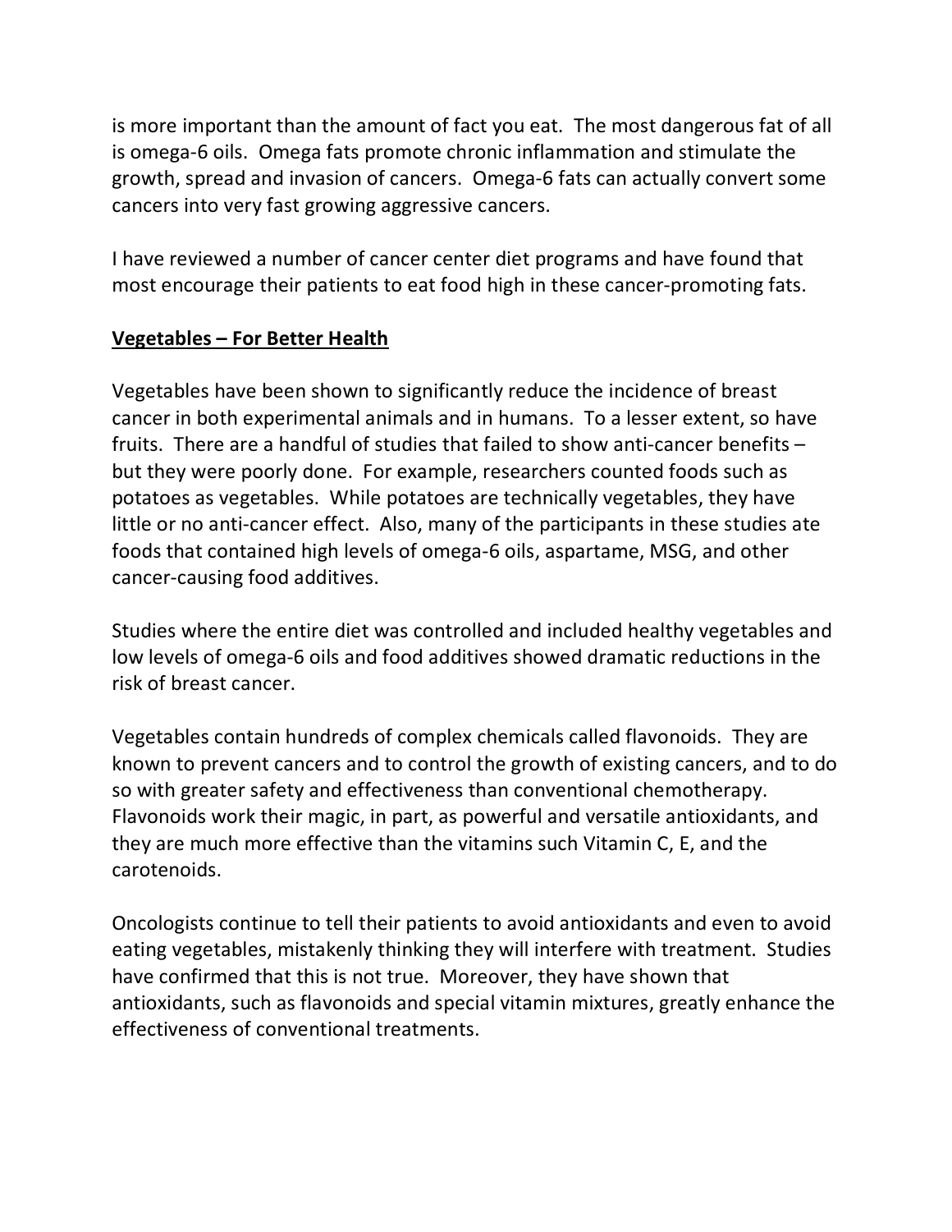is more important than the amount of fact you eat. The most dangerous fat of all is omega-6 oils. Omega fats promote chronic inflammation and stimulate the growth, spread and invasion of cancers. Omega-6 fats can actually convert some cancers into very fast growing aggressive cancers.

I have reviewed a number of cancer center diet programs and have found that most encourage their patients to eat food high in these cancer-promoting fats.

**<u>Vegetables – For Better Health</u>**

Vegetables have been shown to significantly reduce the incidence of breast cancer in both experimental animals and in humans. To a lesser extent, so have fruits. There are a handful of studies that failed to show anti-cancer benefits – but they were poorly done. For example, researchers counted foods such as potatoes as vegetables. While potatoes are technically vegetables, they have little or no anti-cancer effect. Also, many of the participants in these studies ate foods that contained high levels of omega-6 oils, aspartame, MSG, and other cancer-causing food additives.

Studies where the entire diet was controlled and included healthy vegetables and low levels of omega-6 oils and food additives showed dramatic reductions in the risk of breast cancer.

Vegetables contain hundreds of complex chemicals called flavonoids. They are known to prevent cancers and to control the growth of existing cancers, and to do so with greater safety and effectiveness than conventional chemotherapy. Flavonoids work their magic, in part, as powerful and versatile antioxidants, and they are much more effective than the vitamins such Vitamin C, E, and the carotenoids.

Oncologists continue to tell their patients to avoid antioxidants and even to avoid eating vegetables, mistakenly thinking they will interfere with treatment. Studies have confirmed that this is not true. Moreover, they have shown that antioxidants, such as flavonoids and special vitamin mixtures, greatly enhance the effectiveness of conventional treatments.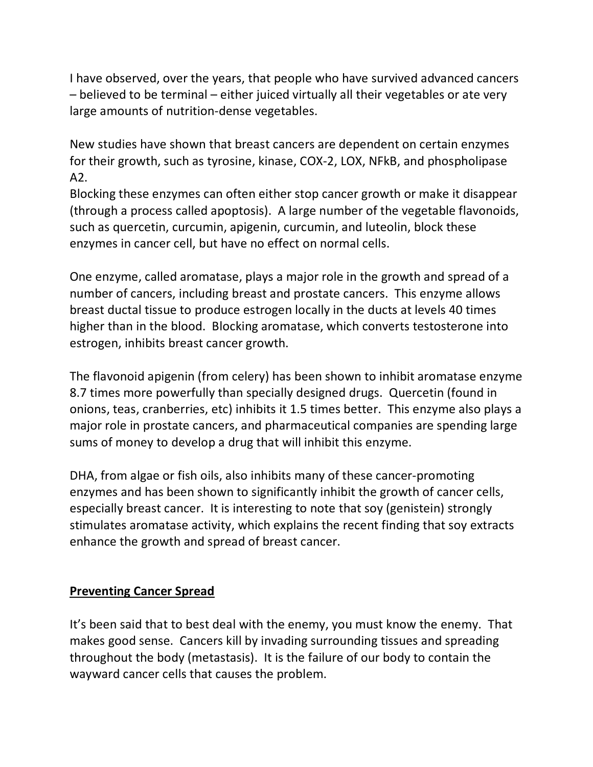I have observed, over the years, that people who have survived advanced cancers – believed to be terminal – either juiced virtually all their vegetables or ate very large amounts of nutrition-dense vegetables.

New studies have shown that breast cancers are dependent on certain enzymes for their growth, such as tyrosine, kinase, COX-2, LOX, NFkB, and phospholipase A2.
Blocking these enzymes can often either stop cancer growth or make it disappear (through a process called apoptosis). A large number of the vegetable flavonoids, such as quercetin, curcumin, apigenin, curcumin, and luteolin, block these enzymes in cancer cell, but have no effect on normal cells.

One enzyme, called aromatase, plays a major role in the growth and spread of a number of cancers, including breast and prostate cancers. This enzyme allows breast ductal tissue to produce estrogen locally in the ducts at levels 40 times higher than in the blood. Blocking aromatase, which converts testosterone into estrogen, inhibits breast cancer growth.

The flavonoid apigenin (from celery) has been shown to inhibit aromatase enzyme 8.7 times more powerfully than specially designed drugs. Quercetin (found in onions, teas, cranberries, etc) inhibits it 1.5 times better. This enzyme also plays a major role in prostate cancers, and pharmaceutical companies are spending large sums of money to develop a drug that will inhibit this enzyme.

DHA, from algae or fish oils, also inhibits many of these cancer-promoting enzymes and has been shown to significantly inhibit the growth of cancer cells, especially breast cancer. It is interesting to note that soy (genistein) strongly stimulates aromatase activity, which explains the recent finding that soy extracts enhance the growth and spread of breast cancer.

## Preventing Cancer Spread

It's been said that to best deal with the enemy, you must know the enemy. That makes good sense. Cancers kill by invading surrounding tissues and spreading throughout the body (metastasis). It is the failure of our body to contain the wayward cancer cells that causes the problem.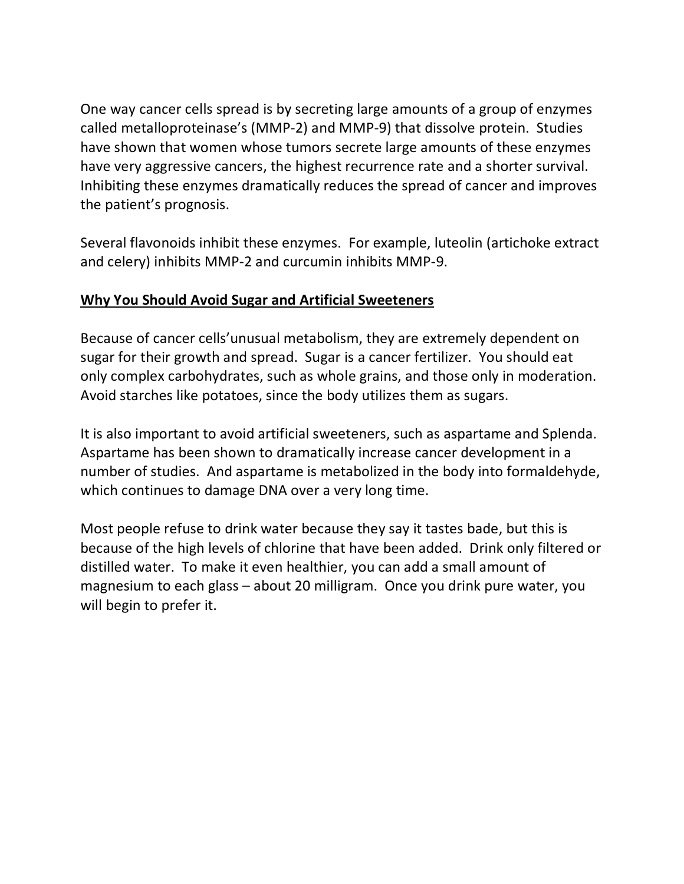One way cancer cells spread is by secreting large amounts of a group of enzymes called metalloproteinase's (MMP-2) and MMP-9) that dissolve protein. Studies have shown that women whose tumors secrete large amounts of these enzymes have very aggressive cancers, the highest recurrence rate and a shorter survival. Inhibiting these enzymes dramatically reduces the spread of cancer and improves the patient's prognosis.

Several flavonoids inhibit these enzymes. For example, luteolin (artichoke extract and celery) inhibits MMP-2 and curcumin inhibits MMP-9.

**<u>Why You Should Avoid Sugar and Artificial Sweeteners</u>**

Because of cancer cells'unusual metabolism, they are extremely dependent on sugar for their growth and spread. Sugar is a cancer fertilizer. You should eat only complex carbohydrates, such as whole grains, and those only in moderation. Avoid starches like potatoes, since the body utilizes them as sugars.

It is also important to avoid artificial sweeteners, such as aspartame and Splenda. Aspartame has been shown to dramatically increase cancer development in a number of studies. And aspartame is metabolized in the body into formaldehyde, which continues to damage DNA over a very long time.

Most people refuse to drink water because they say it tastes bade, but this is because of the high levels of chlorine that have been added. Drink only filtered or distilled water. To make it even healthier, you can add a small amount of magnesium to each glass – about 20 milligram. Once you drink pure water, you will begin to prefer it.